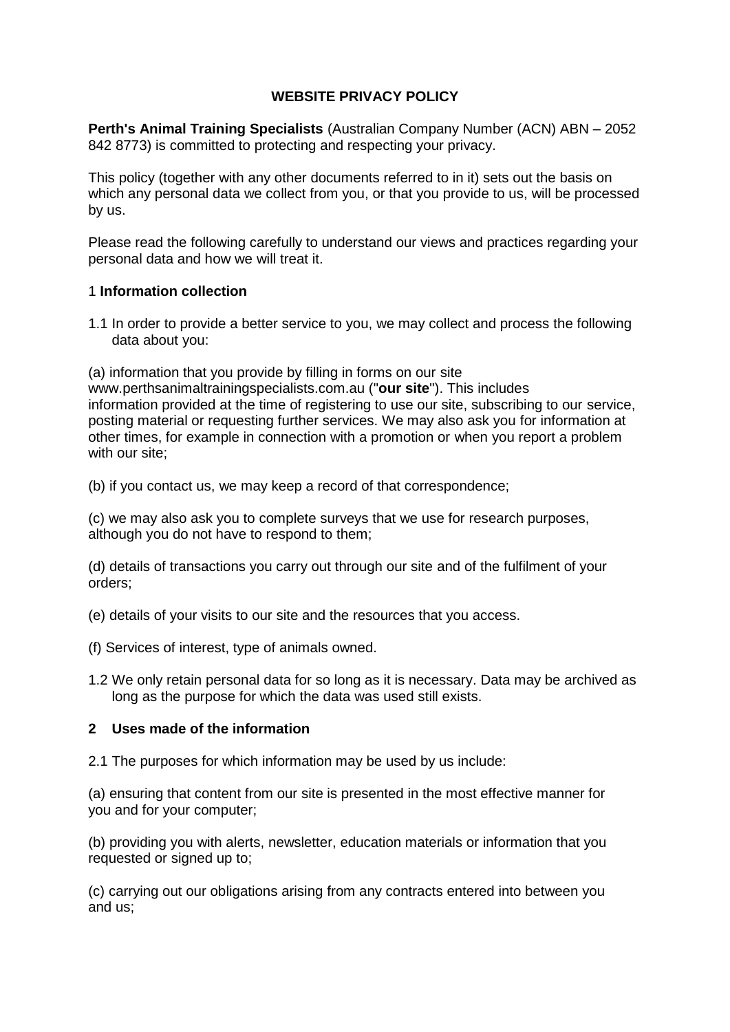# WEBSITE PRIVACY POLICY

**Perth's Animal Training Specialists** (Australian Company Number (ACN) ABN – 2052 842 8773) is committed to protecting and respecting your privacy.

This policy (together with any other documents referred to in it) sets out the basis on which any personal data we collect from you, or that you provide to us, will be processed by us.

Please read the following carefully to understand our views and practices regarding your personal data and how we will treat it.

## 1 Information collection

1.1 In order to provide a better service to you, we may collect and process the following data about you:

(a) information that you provide by filling in forms on our site www.perthsanimaltrainingspecialists.com.au ("**our site**"). This includes information provided at the time of registering to use our site, subscribing to our service, posting material or requesting further services. We may also ask you for information at other times, for example in connection with a promotion or when you report a problem with our site;

(b) if you contact us, we may keep a record of that correspondence;

(c) we may also ask you to complete surveys that we use for research purposes, although you do not have to respond to them;

(d) details of transactions you carry out through our site and of the fulfilment of your orders;

(e) details of your visits to our site and the resources that you access.

(f) Services of interest, type of animals owned.

1.2 We only retain personal data for so long as it is necessary. Data may be archived as long as the purpose for which the data was used still exists.

## 2 Uses made of the information

2.1 The purposes for which information may be used by us include:

(a) ensuring that content from our site is presented in the most effective manner for you and for your computer;

(b) providing you with alerts, newsletter, education materials or information that you requested or signed up to;

(c) carrying out our obligations arising from any contracts entered into between you and us;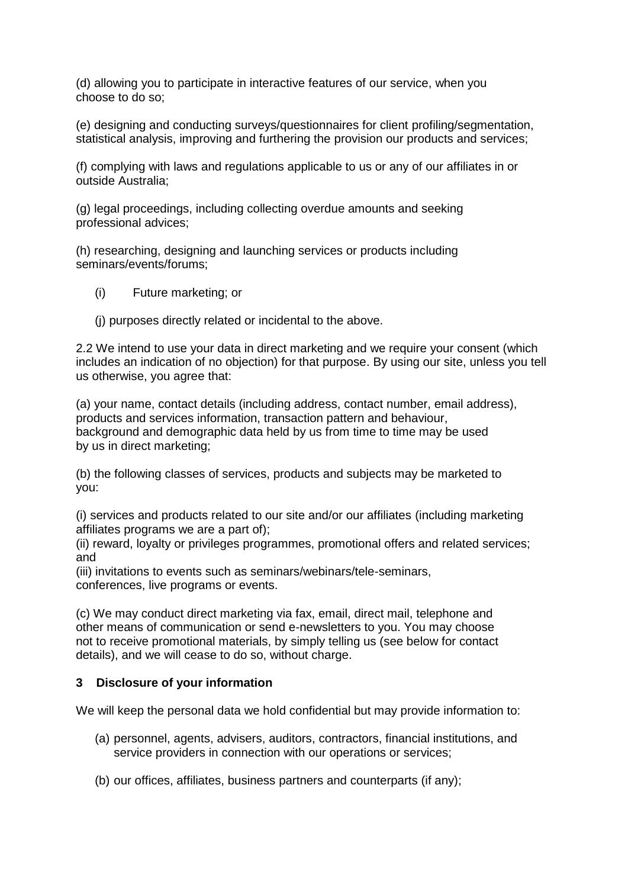(d) allowing you to participate in interactive features of our service, when you choose to do so;

(e) designing and conducting surveys/questionnaires for client profiling/segmentation, statistical analysis, improving and furthering the provision our products and services;

(f) complying with laws and regulations applicable to us or any of our affiliates in or outside Australia;

(g) legal proceedings, including collecting overdue amounts and seeking professional advices;

(h) researching, designing and launching services or products including seminars/events/forums;

(i) Future marketing; or

(j) purposes directly related or incidental to the above.

2.2 We intend to use your data in direct marketing and we require your consent (which includes an indication of no objection) for that purpose. By using our site, unless you tell us otherwise, you agree that:

(a) your name, contact details (including address, contact number, email address), products and services information, transaction pattern and behaviour, background and demographic data held by us from time to time may be used by us in direct marketing;

(b) the following classes of services, products and subjects may be marketed to you:

(i) services and products related to our site and/or our affiliates (including marketing affiliates programs we are a part of);
(ii) reward, loyalty or privileges programmes, promotional offers and related services; and
(iii) invitations to events such as seminars/webinars/tele-seminars, conferences, live programs or events.

(c) We may conduct direct marketing via fax, email, direct mail, telephone and other means of communication or send e-newsletters to you. You may choose not to receive promotional materials, by simply telling us (see below for contact details), and we will cease to do so, without charge.

### 3 Disclosure of your information

We will keep the personal data we hold confidential but may provide information to:

(a) personnel, agents, advisers, auditors, contractors, financial institutions, and service providers in connection with our operations or services;

(b) our offices, affiliates, business partners and counterparts (if any);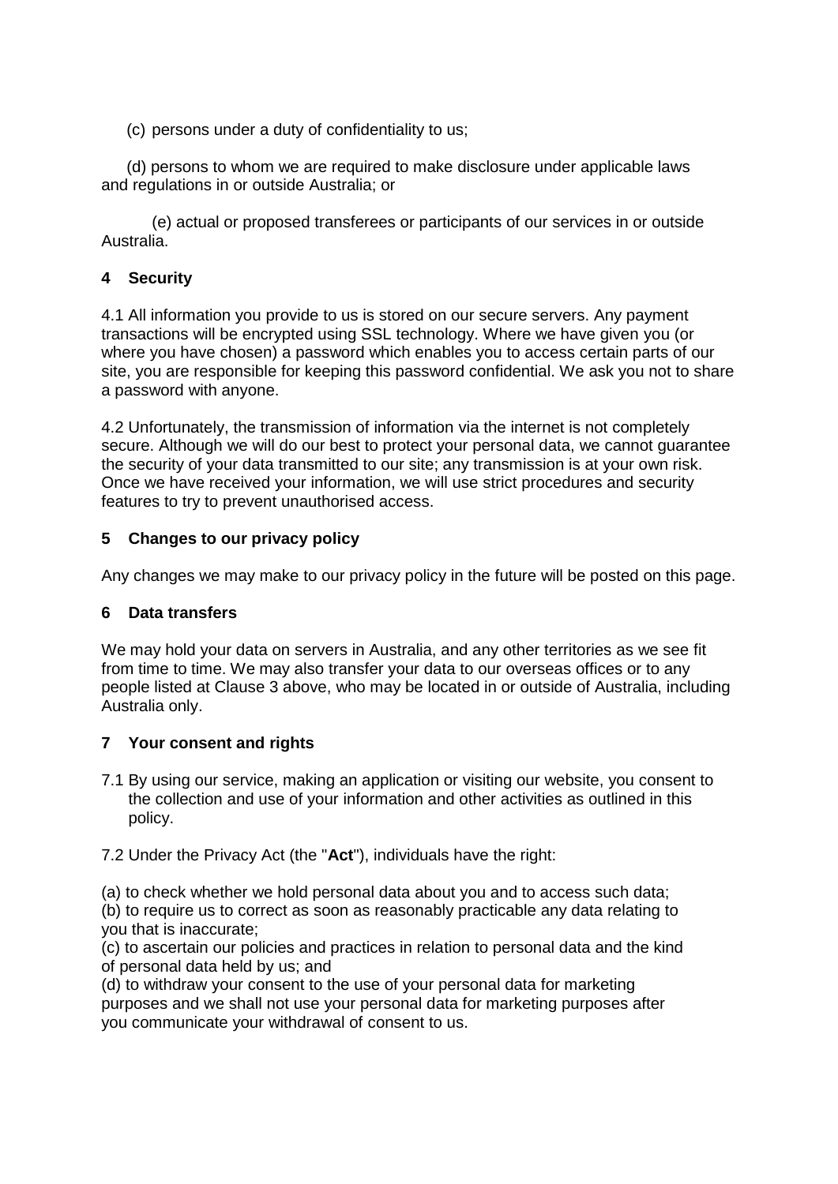(c) persons under a duty of confidentiality to us;

(d) persons to whom we are required to make disclosure under applicable laws and regulations in or outside Australia; or

(e) actual or proposed transferees or participants of our services in or outside Australia.

## 4 Security

4.1 All information you provide to us is stored on our secure servers. Any payment transactions will be encrypted using SSL technology. Where we have given you (or where you have chosen) a password which enables you to access certain parts of our site, you are responsible for keeping this password confidential. We ask you not to share a password with anyone.

4.2 Unfortunately, the transmission of information via the internet is not completely secure. Although we will do our best to protect your personal data, we cannot guarantee the security of your data transmitted to our site; any transmission is at your own risk. Once we have received your information, we will use strict procedures and security features to try to prevent unauthorised access.

## 5 Changes to our privacy policy

Any changes we may make to our privacy policy in the future will be posted on this page.

## 6 Data transfers

We may hold your data on servers in Australia, and any other territories as we see fit from time to time. We may also transfer your data to our overseas offices or to any people listed at Clause 3 above, who may be located in or outside of Australia, including Australia only.

## 7 Your consent and rights

7.1 By using our service, making an application or visiting our website, you consent to the collection and use of your information and other activities as outlined in this policy.

7.2 Under the Privacy Act (the "**Act**"), individuals have the right:

(a) to check whether we hold personal data about you and to access such data;
(b) to require us to correct as soon as reasonably practicable any data relating to you that is inaccurate;
(c) to ascertain our policies and practices in relation to personal data and the kind of personal data held by us; and
(d) to withdraw your consent to the use of your personal data for marketing purposes and we shall not use your personal data for marketing purposes after you communicate your withdrawal of consent to us.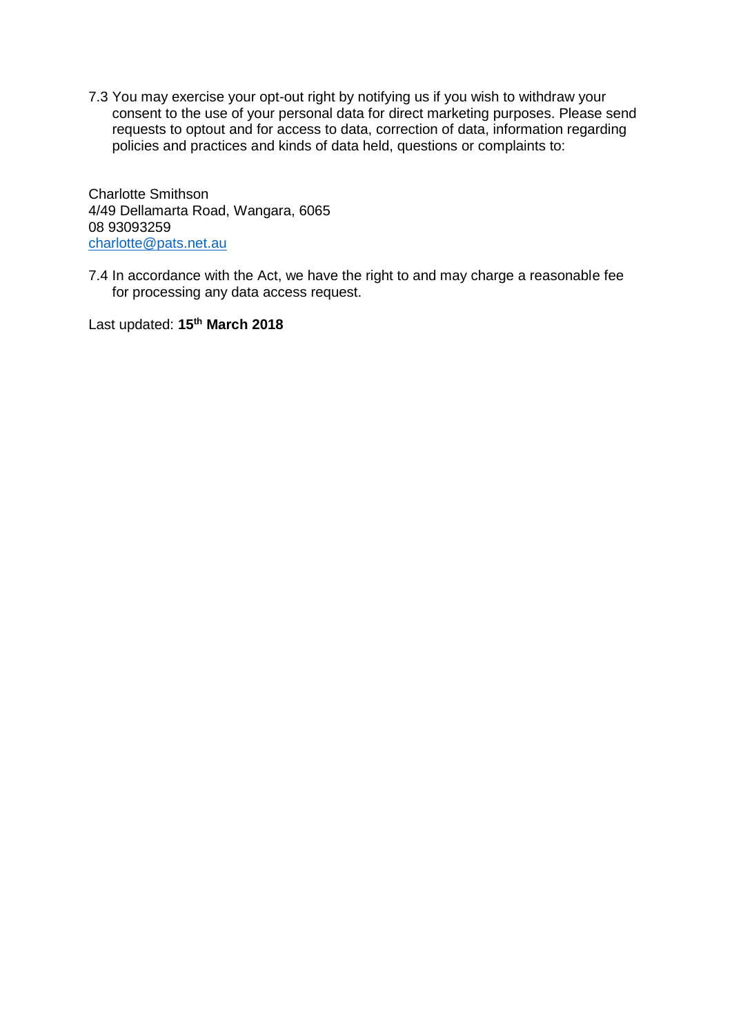7.3 You may exercise your opt-out right by notifying us if you wish to withdraw your consent to the use of your personal data for direct marketing purposes. Please send requests to optout and for access to data, correction of data, information regarding policies and practices and kinds of data held, questions or complaints to:

Charlotte Smithson
4/49 Dellamarta Road, Wangara, 6065
08 93093259
charlotte@pats.net.au

7.4 In accordance with the Act, we have the right to and may charge a reasonable fee for processing any data access request.

Last updated: **15th March 2018**